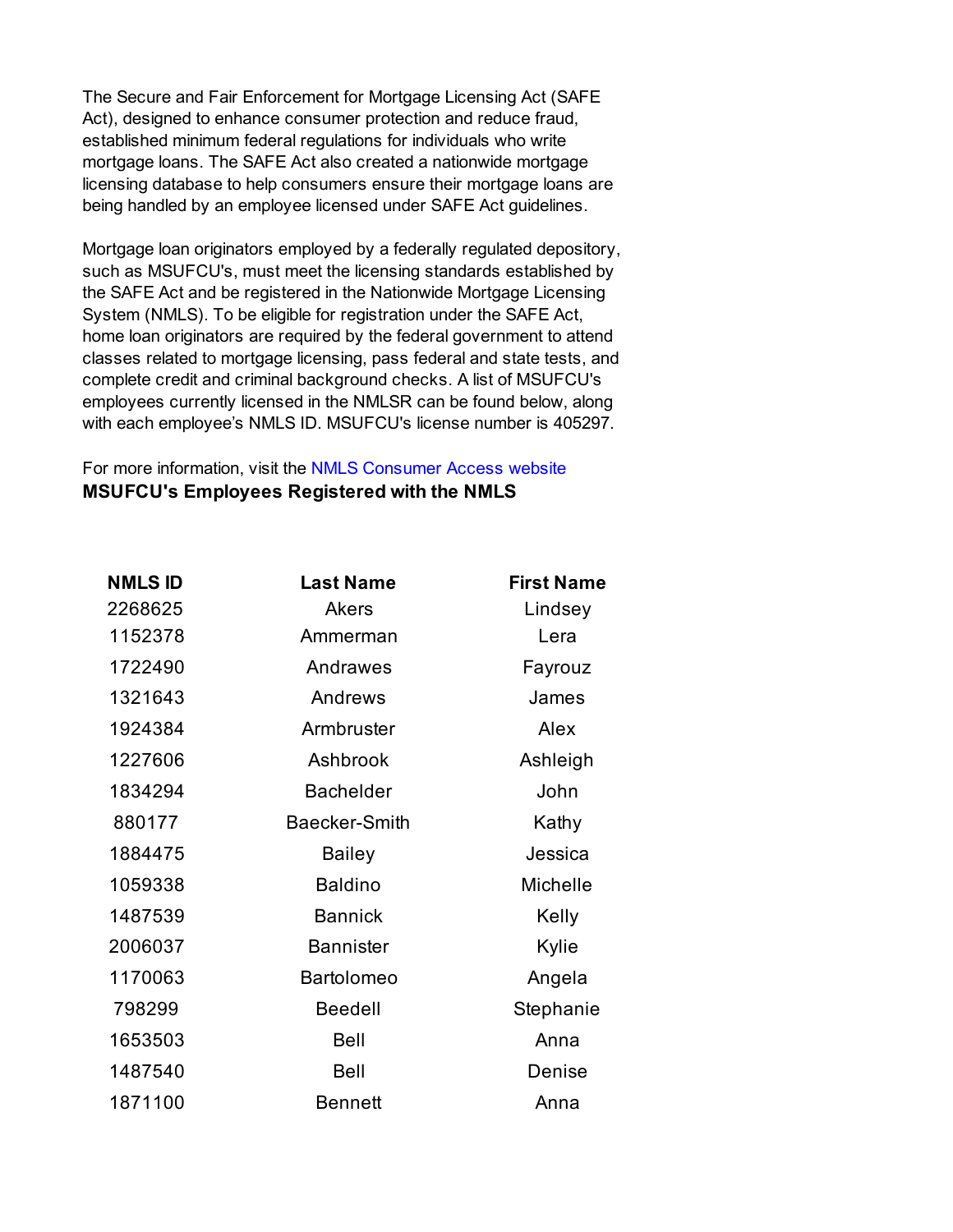The Secure and Fair Enforcement for Mortgage Licensing Act (SAFE Act), designed to enhance consumer protection and reduce fraud, established minimum federal regulations for individuals who write mortgage loans. The SAFE Act also created a nationwide mortgage licensing database to help consumers ensure their mortgage loans are being handled by an employee licensed under SAFE Act guidelines.

Mortgage loan originators employed by a federally regulated depository, such as MSUFCU's, must meet the licensing standards established by the SAFE Act and be registered in the Nationwide Mortgage Licensing System (NMLS). To be eligible for registration under the SAFE Act, home loan originators are required by the federal government to attend classes related to mortgage licensing, pass federal and state tests, and complete credit and criminal background checks. A list of MSUFCU's employees currently licensed in the NMLSR can be found below, along with each employee's NMLS ID. MSUFCU's license number is 405297.

For more information, visit the NMLS Consumer Access website

**MSUFCU's Employees Registered with the NMLS**

| NMLS ID | Last Name | First Name |
|---|---|---|
| 2268625 | Akers | Lindsey |
| 1152378 | Ammerman | Lera |
| 1722490 | Andrawes | Fayrouz |
| 1321643 | Andrews | James |
| 1924384 | Armbruster | Alex |
| 1227606 | Ashbrook | Ashleigh |
| 1834294 | Bachelder | John |
| 880177 | Baecker-Smith | Kathy |
| 1884475 | Bailey | Jessica |
| 1059338 | Baldino | Michelle |
| 1487539 | Bannick | Kelly |
| 2006037 | Bannister | Kylie |
| 1170063 | Bartolomeo | Angela |
| 798299 | Beedell | Stephanie |
| 1653503 | Bell | Anna |
| 1487540 | Bell | Denise |
| 1871100 | Bennett | Anna |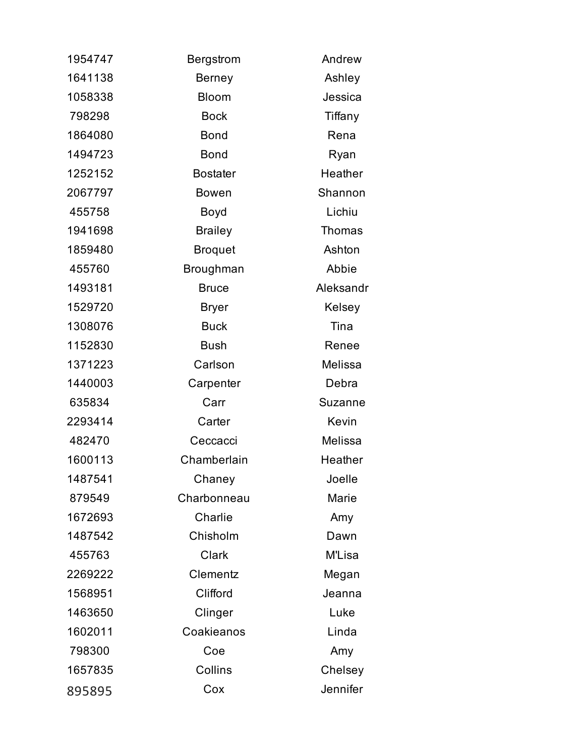| | | |
|---|---|---|
| 1954747 | Bergstrom | Andrew |
| 1641138 | Berney | Ashley |
| 1058338 | Bloom | Jessica |
| 798298 | Bock | Tiffany |
| 1864080 | Bond | Rena |
| 1494723 | Bond | Ryan |
| 1252152 | Bostater | Heather |
| 2067797 | Bowen | Shannon |
| 455758 | Boyd | Lichiu |
| 1941698 | Brailey | Thomas |
| 1859480 | Broquet | Ashton |
| 455760 | Broughman | Abbie |
| 1493181 | Bruce | Aleksandr |
| 1529720 | Bryer | Kelsey |
| 1308076 | Buck | Tina |
| 1152830 | Bush | Renee |
| 1371223 | Carlson | Melissa |
| 1440003 | Carpenter | Debra |
| 635834 | Carr | Suzanne |
| 2293414 | Carter | Kevin |
| 482470 | Ceccacci | Melissa |
| 1600113 | Chamberlain | Heather |
| 1487541 | Chaney | Joelle |
| 879549 | Charbonneau | Marie |
| 1672693 | Charlie | Amy |
| 1487542 | Chisholm | Dawn |
| 455763 | Clark | M'Lisa |
| 2269222 | Clementz | Megan |
| 1568951 | Clifford | Jeanna |
| 1463650 | Clinger | Luke |
| 1602011 | Coakieanos | Linda |
| 798300 | Coe | Amy |
| 1657835 | Collins | Chelsey |
| 895895 | Cox | Jennifer |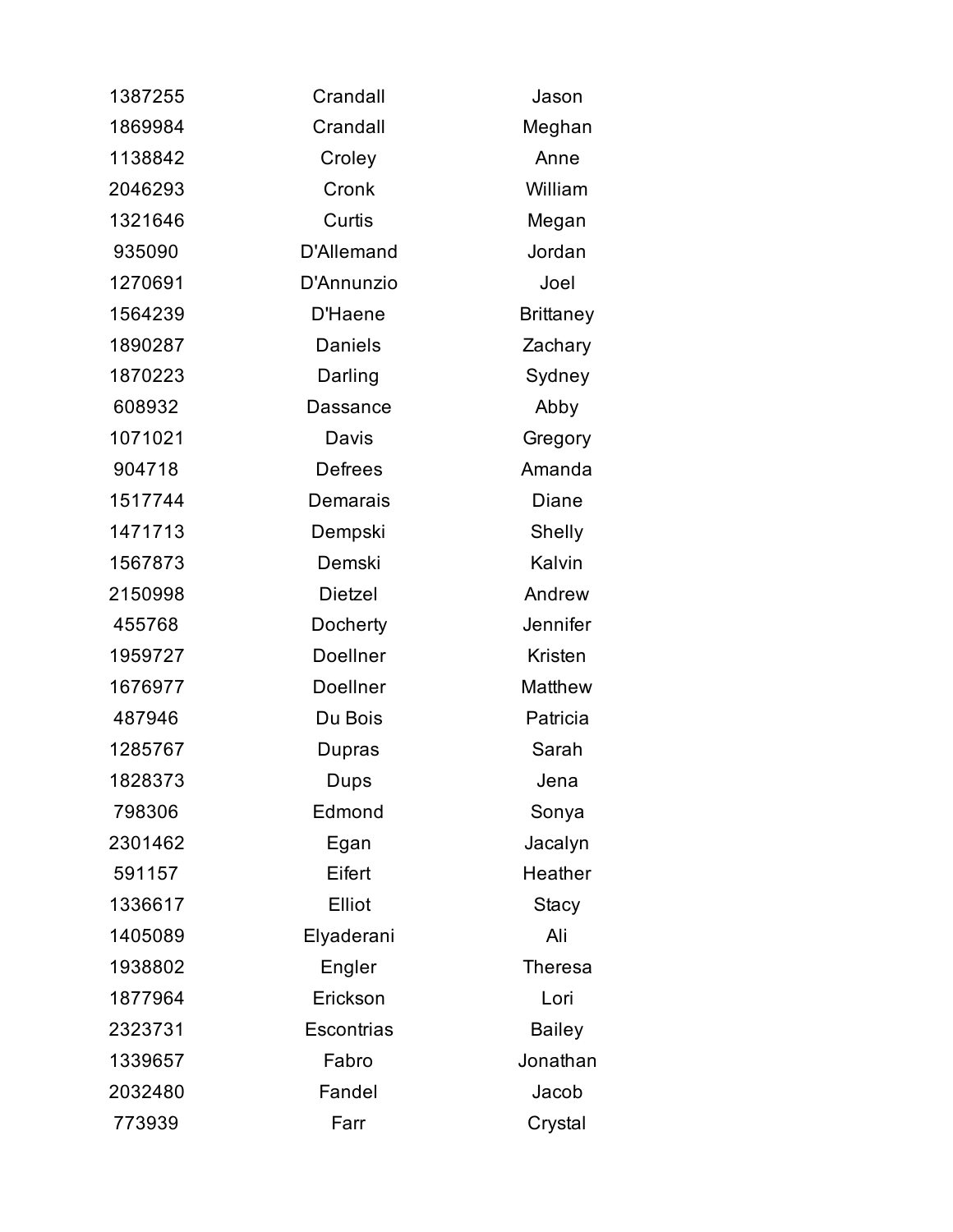| | | |
|---|---|---|
| 1387255 | Crandall | Jason |
| 1869984 | Crandall | Meghan |
| 1138842 | Croley | Anne |
| 2046293 | Cronk | William |
| 1321646 | Curtis | Megan |
| 935090 | D'Allemand | Jordan |
| 1270691 | D'Annunzio | Joel |
| 1564239 | D'Haene | Brittaney |
| 1890287 | Daniels | Zachary |
| 1870223 | Darling | Sydney |
| 608932 | Dassance | Abby |
| 1071021 | Davis | Gregory |
| 904718 | Defrees | Amanda |
| 1517744 | Demarais | Diane |
| 1471713 | Dempski | Shelly |
| 1567873 | Demski | Kalvin |
| 2150998 | Dietzel | Andrew |
| 455768 | Docherty | Jennifer |
| 1959727 | Doellner | Kristen |
| 1676977 | Doellner | Matthew |
| 487946 | Du Bois | Patricia |
| 1285767 | Dupras | Sarah |
| 1828373 | Dups | Jena |
| 798306 | Edmond | Sonya |
| 2301462 | Egan | Jacalyn |
| 591157 | Eifert | Heather |
| 1336617 | Elliot | Stacy |
| 1405089 | Elyaderani | Ali |
| 1938802 | Engler | Theresa |
| 1877964 | Erickson | Lori |
| 2323731 | Escontrias | Bailey |
| 1339657 | Fabro | Jonathan |
| 2032480 | Fandel | Jacob |
| 773939 | Farr | Crystal |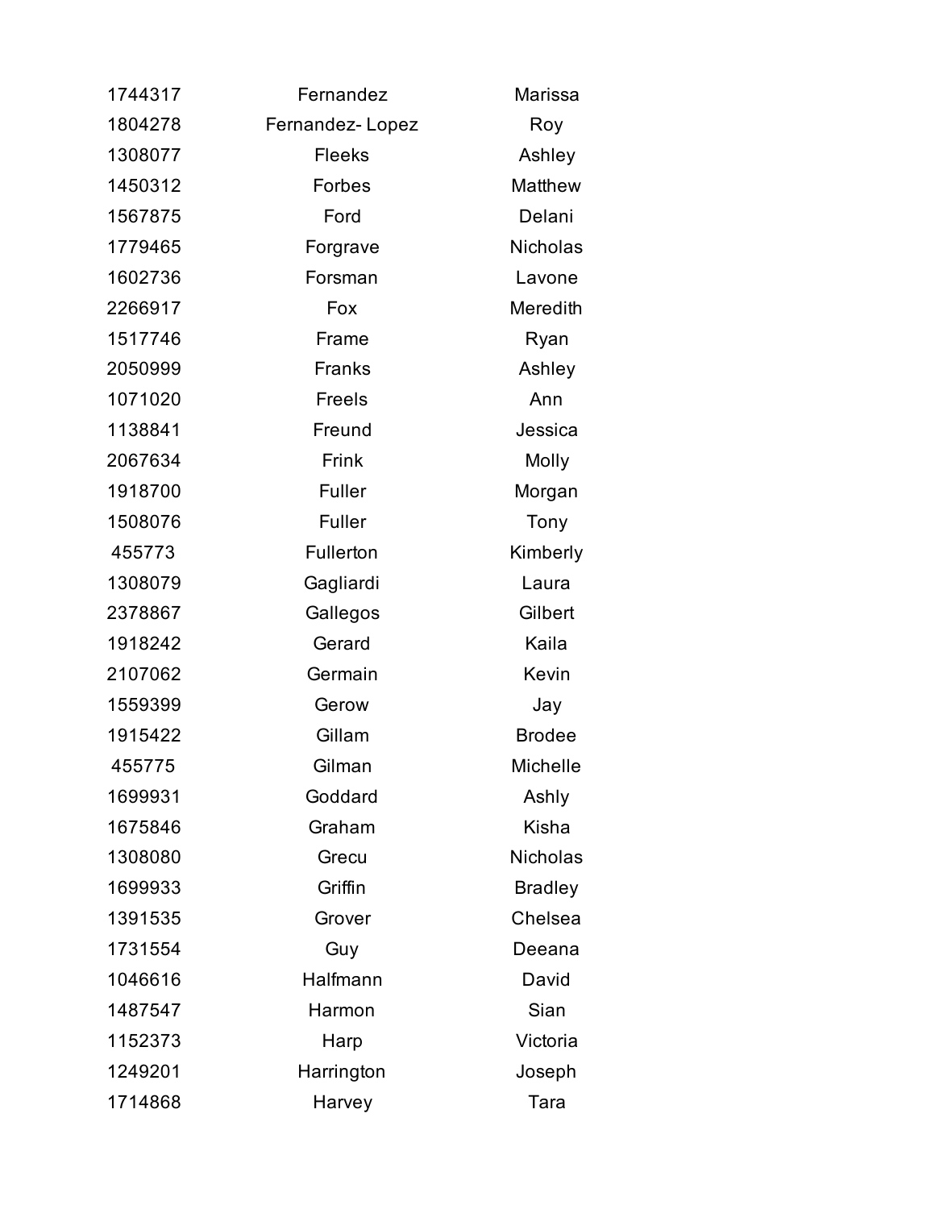| | | |
|---|---|---|
| 1744317 | Fernandez | Marissa |
| 1804278 | Fernandez- Lopez | Roy |
| 1308077 | Fleeks | Ashley |
| 1450312 | Forbes | Matthew |
| 1567875 | Ford | Delani |
| 1779465 | Forgrave | Nicholas |
| 1602736 | Forsman | Lavone |
| 2266917 | Fox | Meredith |
| 1517746 | Frame | Ryan |
| 2050999 | Franks | Ashley |
| 1071020 | Freels | Ann |
| 1138841 | Freund | Jessica |
| 2067634 | Frink | Molly |
| 1918700 | Fuller | Morgan |
| 1508076 | Fuller | Tony |
| 455773 | Fullerton | Kimberly |
| 1308079 | Gagliardi | Laura |
| 2378867 | Gallegos | Gilbert |
| 1918242 | Gerard | Kaila |
| 2107062 | Germain | Kevin |
| 1559399 | Gerow | Jay |
| 1915422 | Gillam | Brodee |
| 455775 | Gilman | Michelle |
| 1699931 | Goddard | Ashly |
| 1675846 | Graham | Kisha |
| 1308080 | Grecu | Nicholas |
| 1699933 | Griffin | Bradley |
| 1391535 | Grover | Chelsea |
| 1731554 | Guy | Deeana |
| 1046616 | Halfmann | David |
| 1487547 | Harmon | Sian |
| 1152373 | Harp | Victoria |
| 1249201 | Harrington | Joseph |
| 1714868 | Harvey | Tara |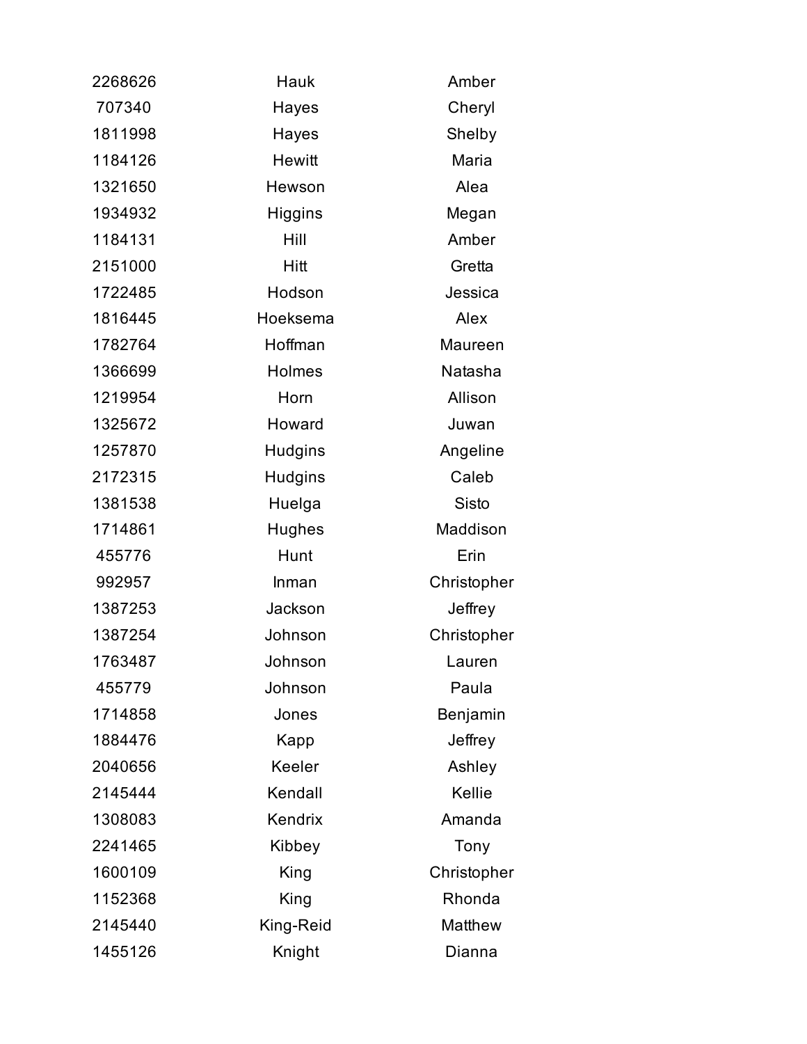| | | |
|---|---|---|
| 2268626 | Hauk | Amber |
| 707340 | Hayes | Cheryl |
| 1811998 | Hayes | Shelby |
| 1184126 | Hewitt | Maria |
| 1321650 | Hewson | Alea |
| 1934932 | Higgins | Megan |
| 1184131 | Hill | Amber |
| 2151000 | Hitt | Gretta |
| 1722485 | Hodson | Jessica |
| 1816445 | Hoeksema | Alex |
| 1782764 | Hoffman | Maureen |
| 1366699 | Holmes | Natasha |
| 1219954 | Horn | Allison |
| 1325672 | Howard | Juwan |
| 1257870 | Hudgins | Angeline |
| 2172315 | Hudgins | Caleb |
| 1381538 | Huelga | Sisto |
| 1714861 | Hughes | Maddison |
| 455776 | Hunt | Erin |
| 992957 | Inman | Christopher |
| 1387253 | Jackson | Jeffrey |
| 1387254 | Johnson | Christopher |
| 1763487 | Johnson | Lauren |
| 455779 | Johnson | Paula |
| 1714858 | Jones | Benjamin |
| 1884476 | Kapp | Jeffrey |
| 2040656 | Keeler | Ashley |
| 2145444 | Kendall | Kellie |
| 1308083 | Kendrix | Amanda |
| 2241465 | Kibbey | Tony |
| 1600109 | King | Christopher |
| 1152368 | King | Rhonda |
| 2145440 | King-Reid | Matthew |
| 1455126 | Knight | Dianna |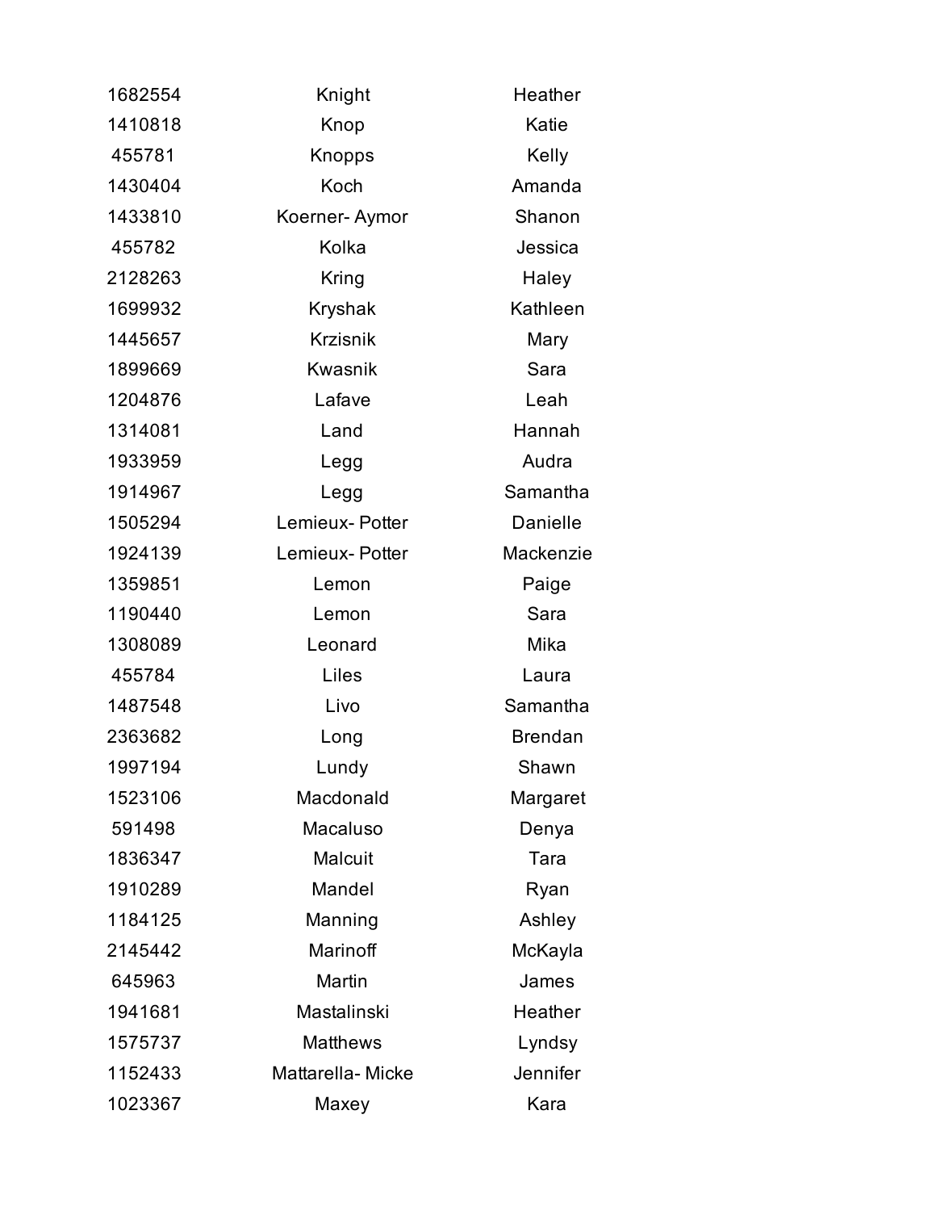| | | |
|---|---|---|
| 1682554 | Knight | Heather |
| 1410818 | Knop | Katie |
| 455781 | Knopps | Kelly |
| 1430404 | Koch | Amanda |
| 1433810 | Koerner- Aymor | Shanon |
| 455782 | Kolka | Jessica |
| 2128263 | Kring | Haley |
| 1699932 | Kryshak | Kathleen |
| 1445657 | Krzisnik | Mary |
| 1899669 | Kwasnik | Sara |
| 1204876 | Lafave | Leah |
| 1314081 | Land | Hannah |
| 1933959 | Legg | Audra |
| 1914967 | Legg | Samantha |
| 1505294 | Lemieux- Potter | Danielle |
| 1924139 | Lemieux- Potter | Mackenzie |
| 1359851 | Lemon | Paige |
| 1190440 | Lemon | Sara |
| 1308089 | Leonard | Mika |
| 455784 | Liles | Laura |
| 1487548 | Livo | Samantha |
| 2363682 | Long | Brendan |
| 1997194 | Lundy | Shawn |
| 1523106 | Macdonald | Margaret |
| 591498 | Macaluso | Denya |
| 1836347 | Malcuit | Tara |
| 1910289 | Mandel | Ryan |
| 1184125 | Manning | Ashley |
| 2145442 | Marinoff | McKayla |
| 645963 | Martin | James |
| 1941681 | Mastalinski | Heather |
| 1575737 | Matthews | Lyndsy |
| 1152433 | Mattarella- Micke | Jennifer |
| 1023367 | Maxey | Kara |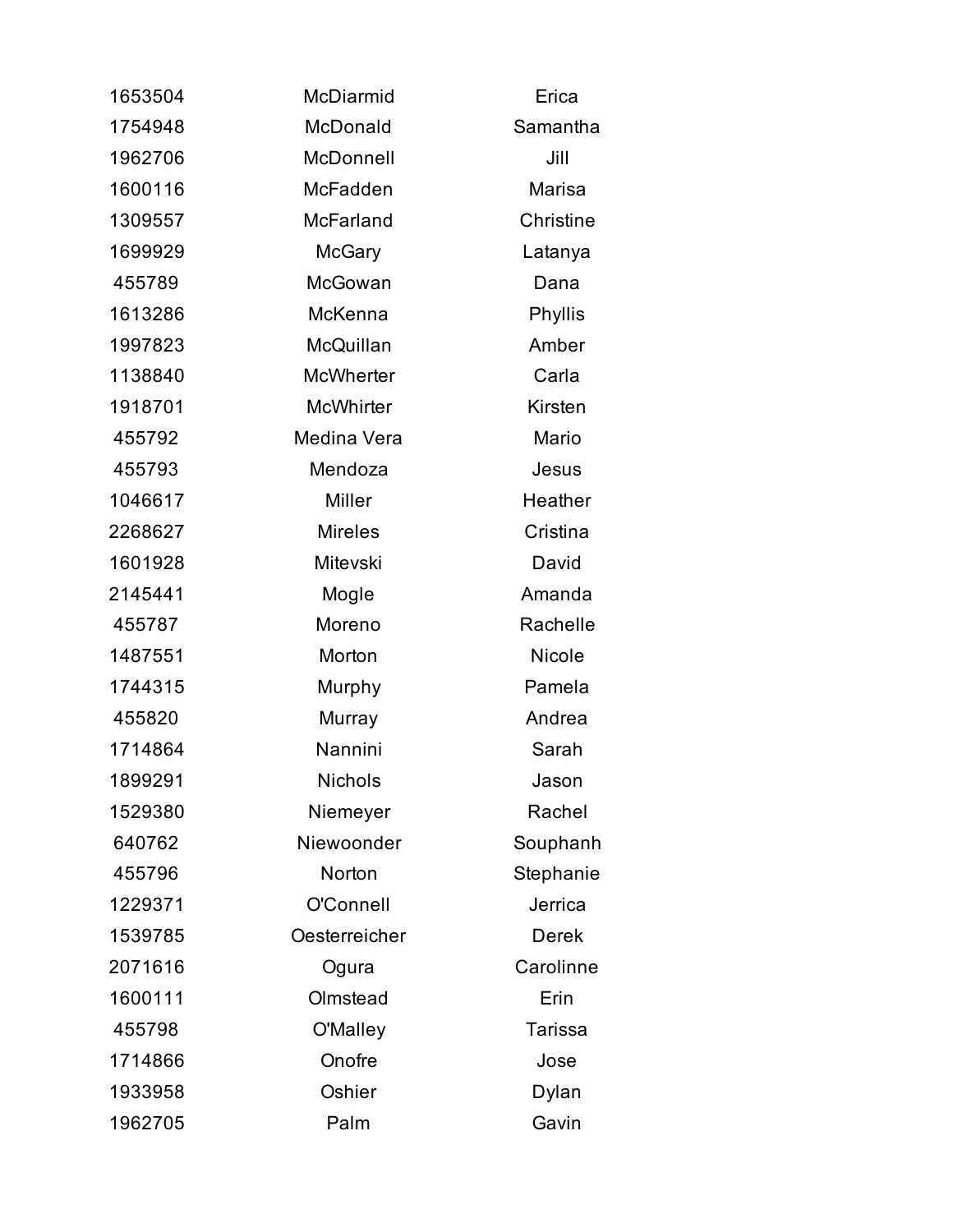| | | |
|---|---|---|
| 1653504 | McDiarmid | Erica |
| 1754948 | McDonald | Samantha |
| 1962706 | McDonnell | Jill |
| 1600116 | McFadden | Marisa |
| 1309557 | McFarland | Christine |
| 1699929 | McGary | Latanya |
| 455789 | McGowan | Dana |
| 1613286 | McKenna | Phyllis |
| 1997823 | McQuillan | Amber |
| 1138840 | McWherter | Carla |
| 1918701 | McWhirter | Kirsten |
| 455792 | Medina Vera | Mario |
| 455793 | Mendoza | Jesus |
| 1046617 | Miller | Heather |
| 2268627 | Mireles | Cristina |
| 1601928 | Mitevski | David |
| 2145441 | Mogle | Amanda |
| 455787 | Moreno | Rachelle |
| 1487551 | Morton | Nicole |
| 1744315 | Murphy | Pamela |
| 455820 | Murray | Andrea |
| 1714864 | Nannini | Sarah |
| 1899291 | Nichols | Jason |
| 1529380 | Niemeyer | Rachel |
| 640762 | Niewoonder | Souphanh |
| 455796 | Norton | Stephanie |
| 1229371 | O'Connell | Jerrica |
| 1539785 | Oesterreicher | Derek |
| 2071616 | Ogura | Carolinne |
| 1600111 | Olmstead | Erin |
| 455798 | O'Malley | Tarissa |
| 1714866 | Onofre | Jose |
| 1933958 | Oshier | Dylan |
| 1962705 | Palm | Gavin |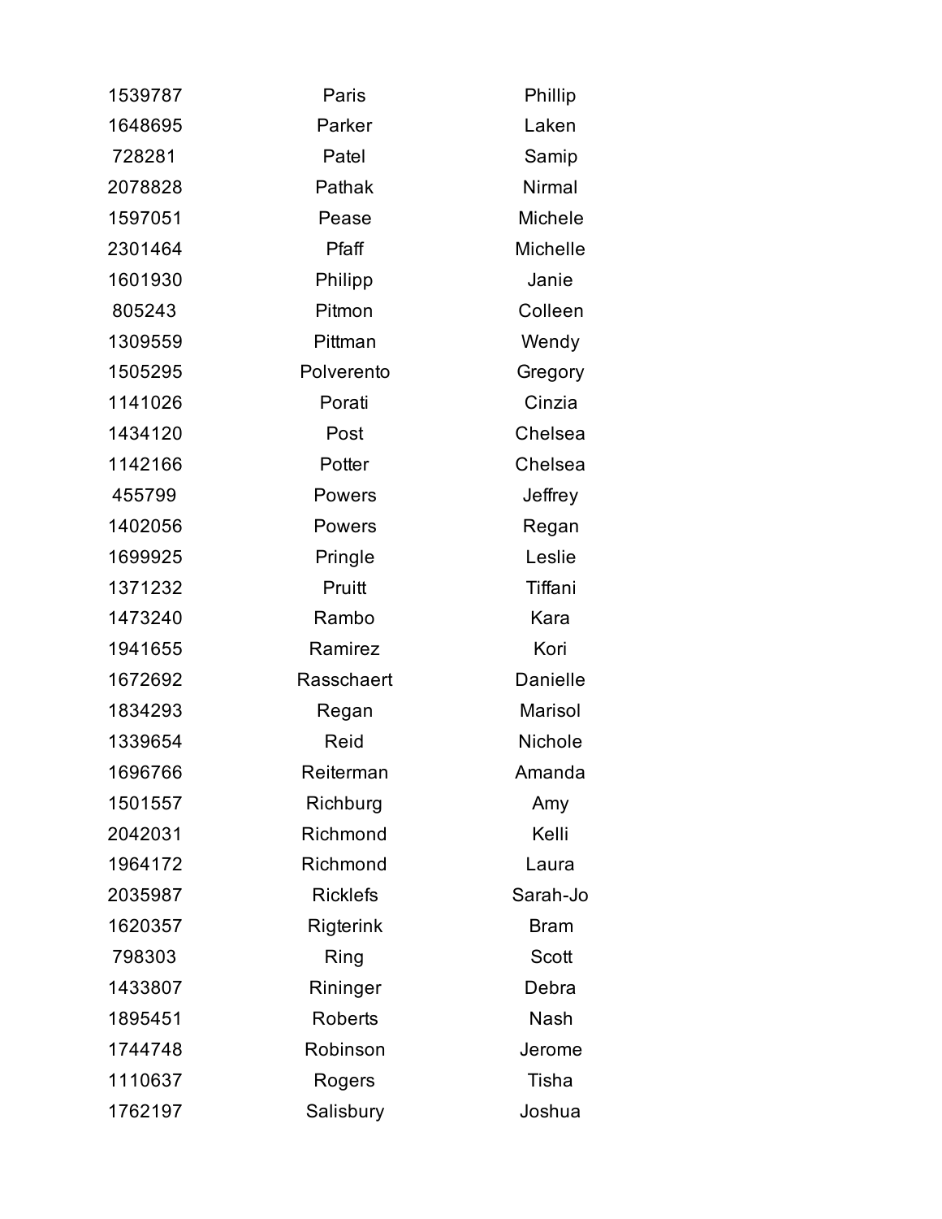| | | |
|---|---|---|
| 1539787 | Paris | Phillip |
| 1648695 | Parker | Laken |
| 728281 | Patel | Samip |
| 2078828 | Pathak | Nirmal |
| 1597051 | Pease | Michele |
| 2301464 | Pfaff | Michelle |
| 1601930 | Philipp | Janie |
| 805243 | Pitmon | Colleen |
| 1309559 | Pittman | Wendy |
| 1505295 | Polverento | Gregory |
| 1141026 | Porati | Cinzia |
| 1434120 | Post | Chelsea |
| 1142166 | Potter | Chelsea |
| 455799 | Powers | Jeffrey |
| 1402056 | Powers | Regan |
| 1699925 | Pringle | Leslie |
| 1371232 | Pruitt | Tiffani |
| 1473240 | Rambo | Kara |
| 1941655 | Ramirez | Kori |
| 1672692 | Rasschaert | Danielle |
| 1834293 | Regan | Marisol |
| 1339654 | Reid | Nichole |
| 1696766 | Reiterman | Amanda |
| 1501557 | Richburg | Amy |
| 2042031 | Richmond | Kelli |
| 1964172 | Richmond | Laura |
| 2035987 | Ricklefs | Sarah-Jo |
| 1620357 | Rigterink | Bram |
| 798303 | Ring | Scott |
| 1433807 | Rininger | Debra |
| 1895451 | Roberts | Nash |
| 1744748 | Robinson | Jerome |
| 1110637 | Rogers | Tisha |
| 1762197 | Salisbury | Joshua |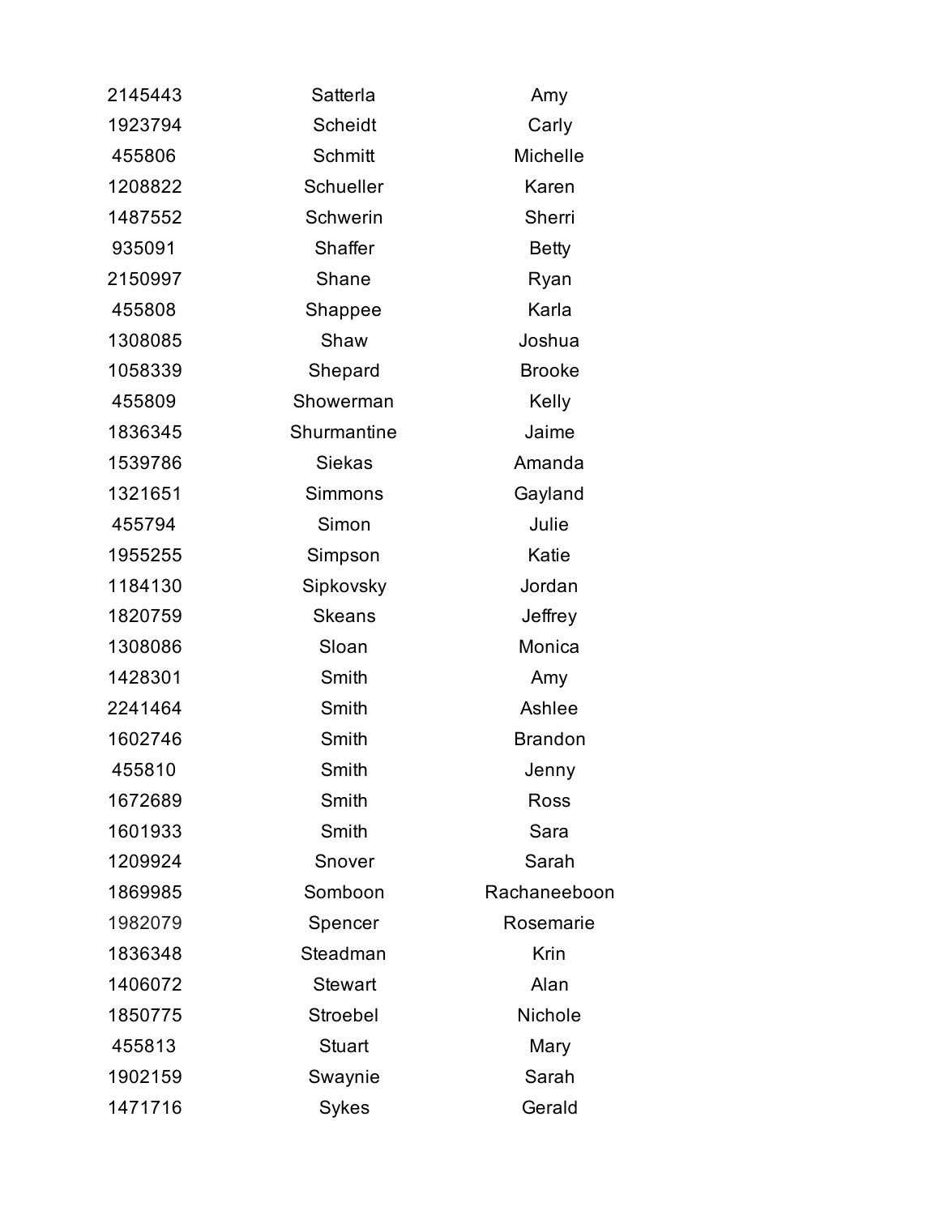| | | |
|---|---|---|
| 2145443 | Satterla | Amy |
| 1923794 | Scheidt | Carly |
| 455806 | Schmitt | Michelle |
| 1208822 | Schueller | Karen |
| 1487552 | Schwerin | Sherri |
| 935091 | Shaffer | Betty |
| 2150997 | Shane | Ryan |
| 455808 | Shappee | Karla |
| 1308085 | Shaw | Joshua |
| 1058339 | Shepard | Brooke |
| 455809 | Showerman | Kelly |
| 1836345 | Shurmantine | Jaime |
| 1539786 | Siekas | Amanda |
| 1321651 | Simmons | Gayland |
| 455794 | Simon | Julie |
| 1955255 | Simpson | Katie |
| 1184130 | Sipkovsky | Jordan |
| 1820759 | Skeans | Jeffrey |
| 1308086 | Sloan | Monica |
| 1428301 | Smith | Amy |
| 2241464 | Smith | Ashlee |
| 1602746 | Smith | Brandon |
| 455810 | Smith | Jenny |
| 1672689 | Smith | Ross |
| 1601933 | Smith | Sara |
| 1209924 | Snover | Sarah |
| 1869985 | Somboon | Rachaneeboon |
| 1982079 | Spencer | Rosemarie |
| 1836348 | Steadman | Krin |
| 1406072 | Stewart | Alan |
| 1850775 | Stroebel | Nichole |
| 455813 | Stuart | Mary |
| 1902159 | Swaynie | Sarah |
| 1471716 | Sykes | Gerald |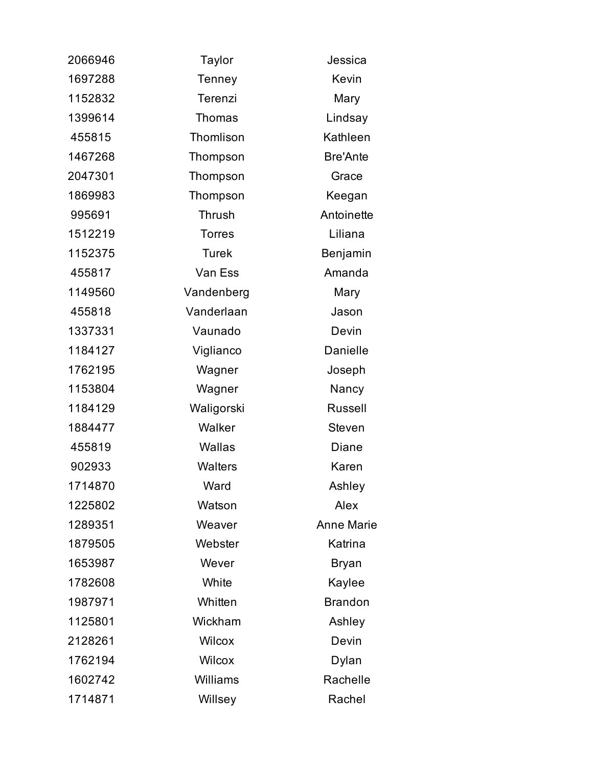| | | |
|---|---|---|
| 2066946 | Taylor | Jessica |
| 1697288 | Tenney | Kevin |
| 1152832 | Terenzi | Mary |
| 1399614 | Thomas | Lindsay |
| 455815 | Thomlison | Kathleen |
| 1467268 | Thompson | Bre'Ante |
| 2047301 | Thompson | Grace |
| 1869983 | Thompson | Keegan |
| 995691 | Thrush | Antoinette |
| 1512219 | Torres | Liliana |
| 1152375 | Turek | Benjamin |
| 455817 | Van Ess | Amanda |
| 1149560 | Vandenberg | Mary |
| 455818 | Vanderlaan | Jason |
| 1337331 | Vaunado | Devin |
| 1184127 | Viglianco | Danielle |
| 1762195 | Wagner | Joseph |
| 1153804 | Wagner | Nancy |
| 1184129 | Waligorski | Russell |
| 1884477 | Walker | Steven |
| 455819 | Wallas | Diane |
| 902933 | Walters | Karen |
| 1714870 | Ward | Ashley |
| 1225802 | Watson | Alex |
| 1289351 | Weaver | Anne Marie |
| 1879505 | Webster | Katrina |
| 1653987 | Wever | Bryan |
| 1782608 | White | Kaylee |
| 1987971 | Whitten | Brandon |
| 1125801 | Wickham | Ashley |
| 2128261 | Wilcox | Devin |
| 1762194 | Wilcox | Dylan |
| 1602742 | Williams | Rachelle |
| 1714871 | Willsey | Rachel |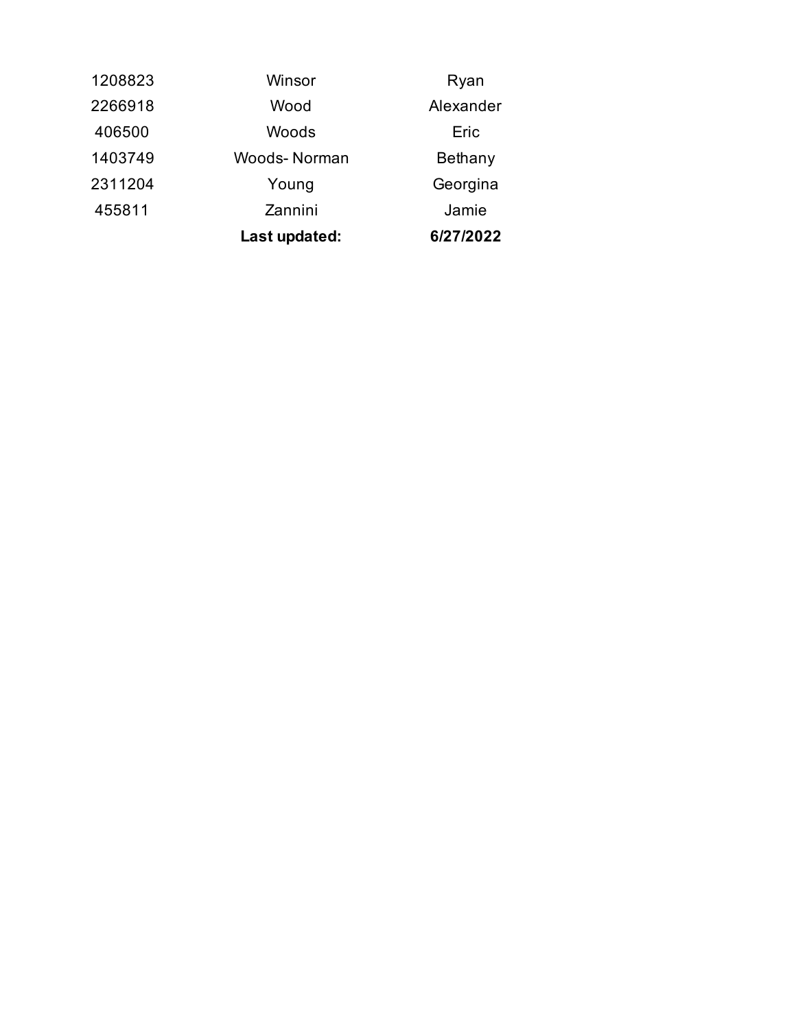| | | |
|---|---|---|
| 1208823 | Winsor | Ryan |
| 2266918 | Wood | Alexander |
| 406500 | Woods | Eric |
| 1403749 | Woods- Norman | Bethany |
| 2311204 | Young | Georgina |
| 455811 | Zannini | Jamie |
| | **Last updated:** | **6/27/2022** |